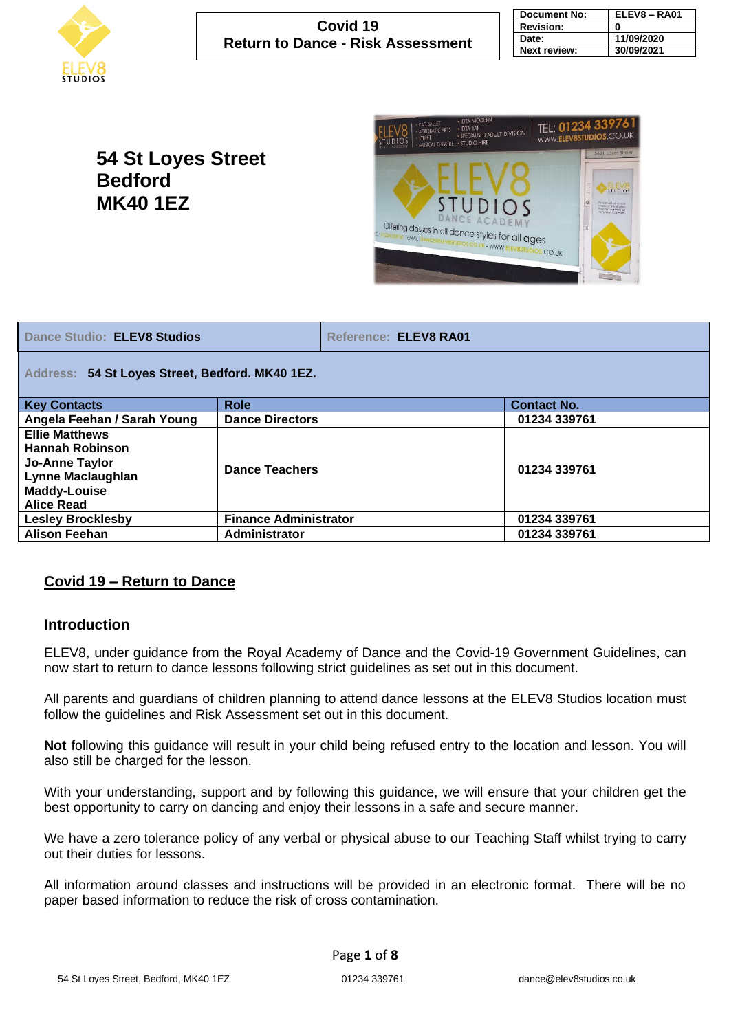# Covid 19
# Return to Dance - Risk Assessment

| Document No: | ELEV8 – RA01 |
|---|---|
| Revision: | 0 |
| Date: | 11/09/2020 |
| Next review: | 30/09/2021 |

## 54 St Loyes Street
## Bedford
## MK40 1EZ

| Dance Studio: **ELEV8 Studios** | Reference: **ELEV8 RA01** | |
|---|---|---|
| Address: **54 St Loyes Street, Bedford. MK40 1EZ.** | | |
| **Key Contacts** | **Role** | **Contact No.** |
| **Angela Feehan / Sarah Young** | **Dance Directors** | **01234 339761** |
| **Ellie Matthews**<br>**Hannah Robinson**<br>**Jo-Anne Taylor**<br>**Lynne Maclaughlan**<br>**Maddy-Louise**<br>**Alice Read** | **Dance Teachers** | **01234 339761** |
| **Lesley Brocklesby** | **Finance Administrator** | **01234 339761** |
| **Alison Feehan** | **Administrator** | **01234 339761** |

## Covid 19 – Return to Dance

### Introduction

ELEV8, under guidance from the Royal Academy of Dance and the Covid-19 Government Guidelines, can now start to return to dance lessons following strict guidelines as set out in this document.

All parents and guardians of children planning to attend dance lessons at the ELEV8 Studios location must follow the guidelines and Risk Assessment set out in this document.

**Not** following this guidance will result in your child being refused entry to the location and lesson. You will also still be charged for the lesson.

With your understanding, support and by following this guidance, we will ensure that your children get the best opportunity to carry on dancing and enjoy their lessons in a safe and secure manner.

We have a zero tolerance policy of any verbal or physical abuse to our Teaching Staff whilst trying to carry out their duties for lessons.

All information around classes and instructions will be provided in an electronic format. There will be no paper based information to reduce the risk of cross contamination.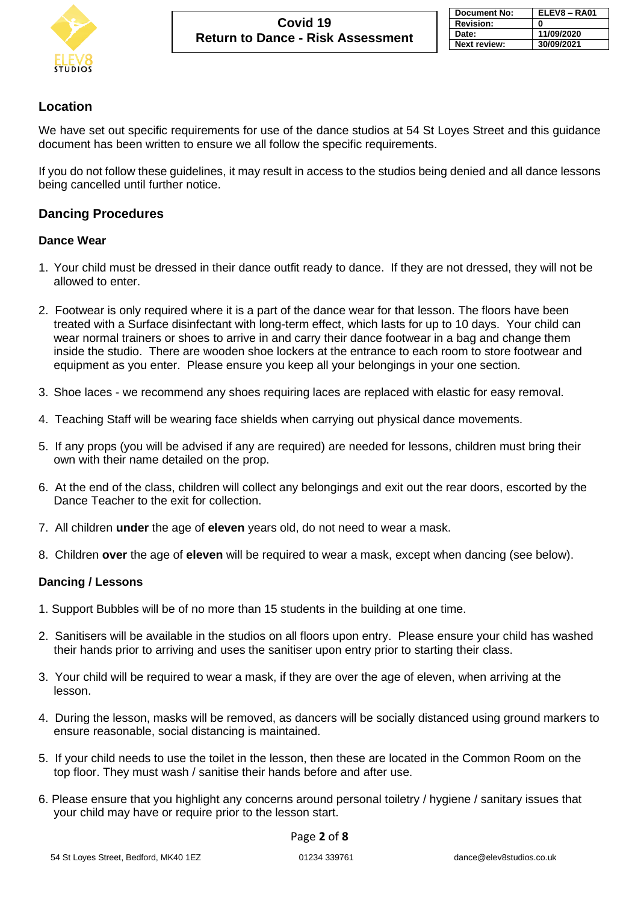## Location

We have set out specific requirements for use of the dance studios at 54 St Loyes Street and this guidance document has been written to ensure we all follow the specific requirements.

If you do not follow these guidelines, it may result in access to the studios being denied and all dance lessons being cancelled until further notice.

## Dancing Procedures

### Dance Wear

1. Your child must be dressed in their dance outfit ready to dance. If they are not dressed, they will not be allowed to enter.
2. Footwear is only required where it is a part of the dance wear for that lesson. The floors have been treated with a Surface disinfectant with long-term effect, which lasts for up to 10 days. Your child can wear normal trainers or shoes to arrive in and carry their dance footwear in a bag and change them inside the studio. There are wooden shoe lockers at the entrance to each room to store footwear and equipment as you enter. Please ensure you keep all your belongings in your one section.
3. Shoe laces - we recommend any shoes requiring laces are replaced with elastic for easy removal.
4. Teaching Staff will be wearing face shields when carrying out physical dance movements.
5. If any props (you will be advised if any are required) are needed for lessons, children must bring their own with their name detailed on the prop.
6. At the end of the class, children will collect any belongings and exit out the rear doors, escorted by the Dance Teacher to the exit for collection.
7. All children **under** the age of **eleven** years old, do not need to wear a mask.
8. Children **over** the age of **eleven** will be required to wear a mask, except when dancing (see below).

### Dancing / Lessons

1. Support Bubbles will be of no more than 15 students in the building at one time.
2. Sanitisers will be available in the studios on all floors upon entry. Please ensure your child has washed their hands prior to arriving and uses the sanitiser upon entry prior to starting their class.
3. Your child will be required to wear a mask, if they are over the age of eleven, when arriving at the lesson.
4. During the lesson, masks will be removed, as dancers will be socially distanced using ground markers to ensure reasonable, social distancing is maintained.
5. If your child needs to use the toilet in the lesson, then these are located in the Common Room on the top floor. They must wash / sanitise their hands before and after use.
6. Please ensure that you highlight any concerns around personal toiletry / hygiene / sanitary issues that your child may have or require prior to the lesson start.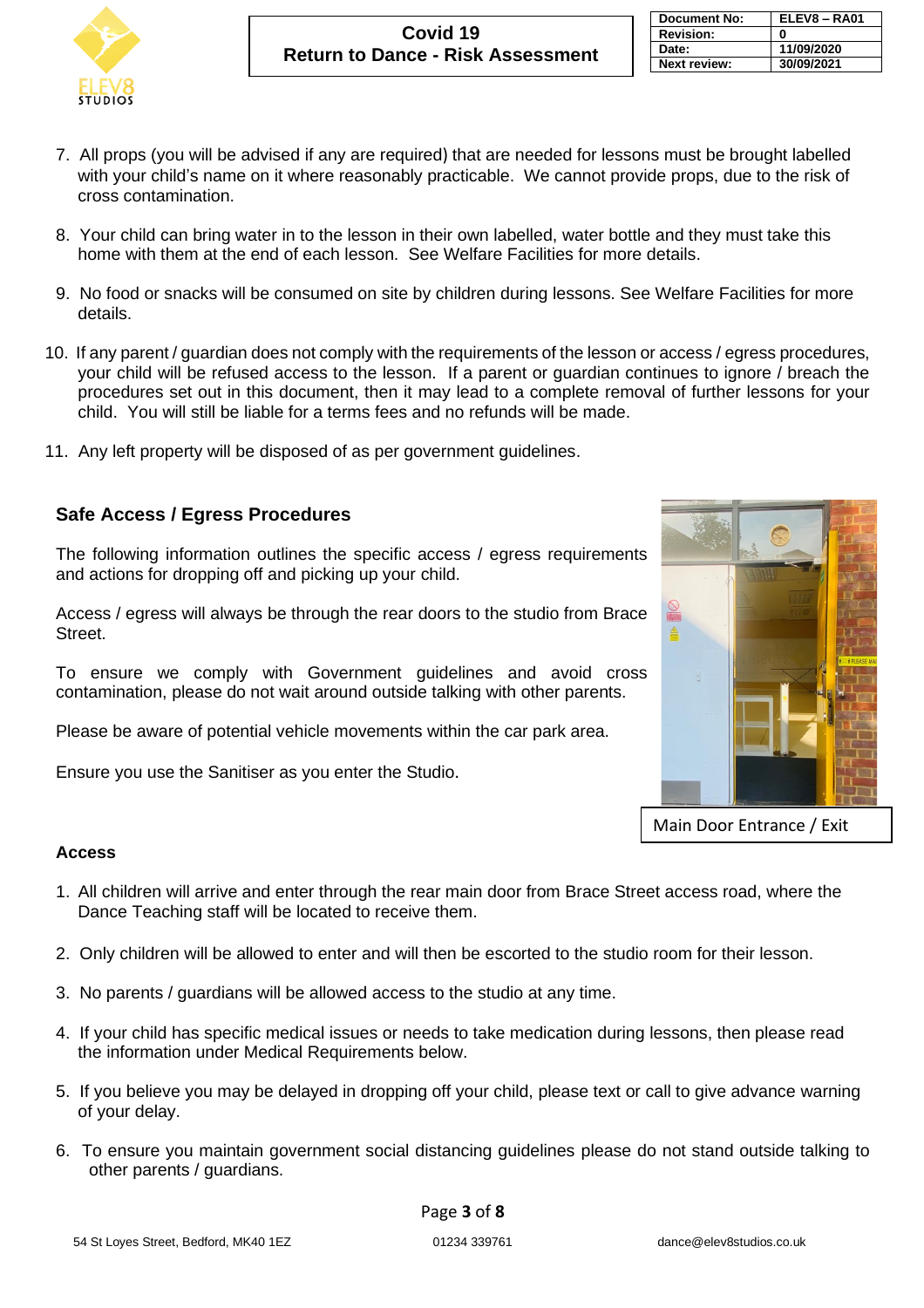7. All props (you will be advised if any are required) that are needed for lessons must be brought labelled with your child's name on it where reasonably practicable. We cannot provide props, due to the risk of cross contamination.

8. Your child can bring water in to the lesson in their own labelled, water bottle and they must take this home with them at the end of each lesson. See Welfare Facilities for more details.

9. No food or snacks will be consumed on site by children during lessons. See Welfare Facilities for more details.

10. If any parent / guardian does not comply with the requirements of the lesson or access / egress procedures, your child will be refused access to the lesson. If a parent or guardian continues to ignore / breach the procedures set out in this document, then it may lead to a complete removal of further lessons for your child. You will still be liable for a terms fees and no refunds will be made.

11. Any left property will be disposed of as per government guidelines.

## Safe Access / Egress Procedures

The following information outlines the specific access / egress requirements and actions for dropping off and picking up your child.

Access / egress will always be through the rear doors to the studio from Brace Street.

To ensure we comply with Government guidelines and avoid cross contamination, please do not wait around outside talking with other parents.

Please be aware of potential vehicle movements within the car park area.

Ensure you use the Sanitiser as you enter the Studio.

Main Door Entrance / Exit

### Access

1. All children will arrive and enter through the rear main door from Brace Street access road, where the Dance Teaching staff will be located to receive them.

2. Only children will be allowed to enter and will then be escorted to the studio room for their lesson.

3. No parents / guardians will be allowed access to the studio at any time.

4. If your child has specific medical issues or needs to take medication during lessons, then please read the information under Medical Requirements below.

5. If you believe you may be delayed in dropping off your child, please text or call to give advance warning of your delay.

6. To ensure you maintain government social distancing guidelines please do not stand outside talking to other parents / guardians.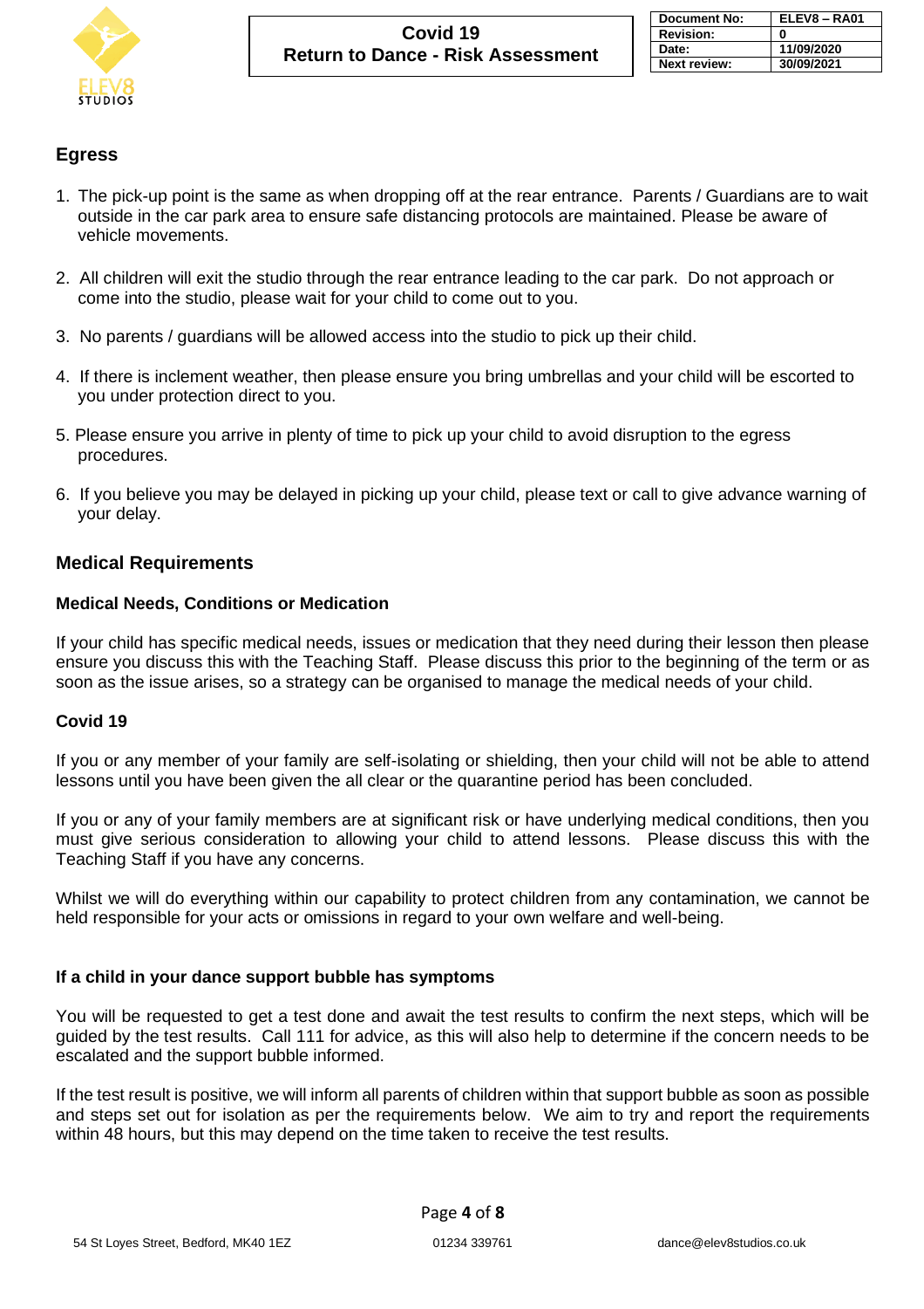## Egress

1. The pick-up point is the same as when dropping off at the rear entrance. Parents / Guardians are to wait outside in the car park area to ensure safe distancing protocols are maintained. Please be aware of vehicle movements.

2. All children will exit the studio through the rear entrance leading to the car park. Do not approach or come into the studio, please wait for your child to come out to you.

3. No parents / guardians will be allowed access into the studio to pick up their child.

4. If there is inclement weather, then please ensure you bring umbrellas and your child will be escorted to you under protection direct to you.

5. Please ensure you arrive in plenty of time to pick up your child to avoid disruption to the egress procedures.

6. If you believe you may be delayed in picking up your child, please text or call to give advance warning of your delay.

## Medical Requirements

### Medical Needs, Conditions or Medication

If your child has specific medical needs, issues or medication that they need during their lesson then please ensure you discuss this with the Teaching Staff. Please discuss this prior to the beginning of the term or as soon as the issue arises, so a strategy can be organised to manage the medical needs of your child.

### Covid 19

If you or any member of your family are self-isolating or shielding, then your child will not be able to attend lessons until you have been given the all clear or the quarantine period has been concluded.

If you or any of your family members are at significant risk or have underlying medical conditions, then you must give serious consideration to allowing your child to attend lessons. Please discuss this with the Teaching Staff if you have any concerns.

Whilst we will do everything within our capability to protect children from any contamination, we cannot be held responsible for your acts or omissions in regard to your own welfare and well-being.

### If a child in your dance support bubble has symptoms

You will be requested to get a test done and await the test results to confirm the next steps, which will be guided by the test results. Call 111 for advice, as this will also help to determine if the concern needs to be escalated and the support bubble informed.

If the test result is positive, we will inform all parents of children within that support bubble as soon as possible and steps set out for isolation as per the requirements below. We aim to try and report the requirements within 48 hours, but this may depend on the time taken to receive the test results.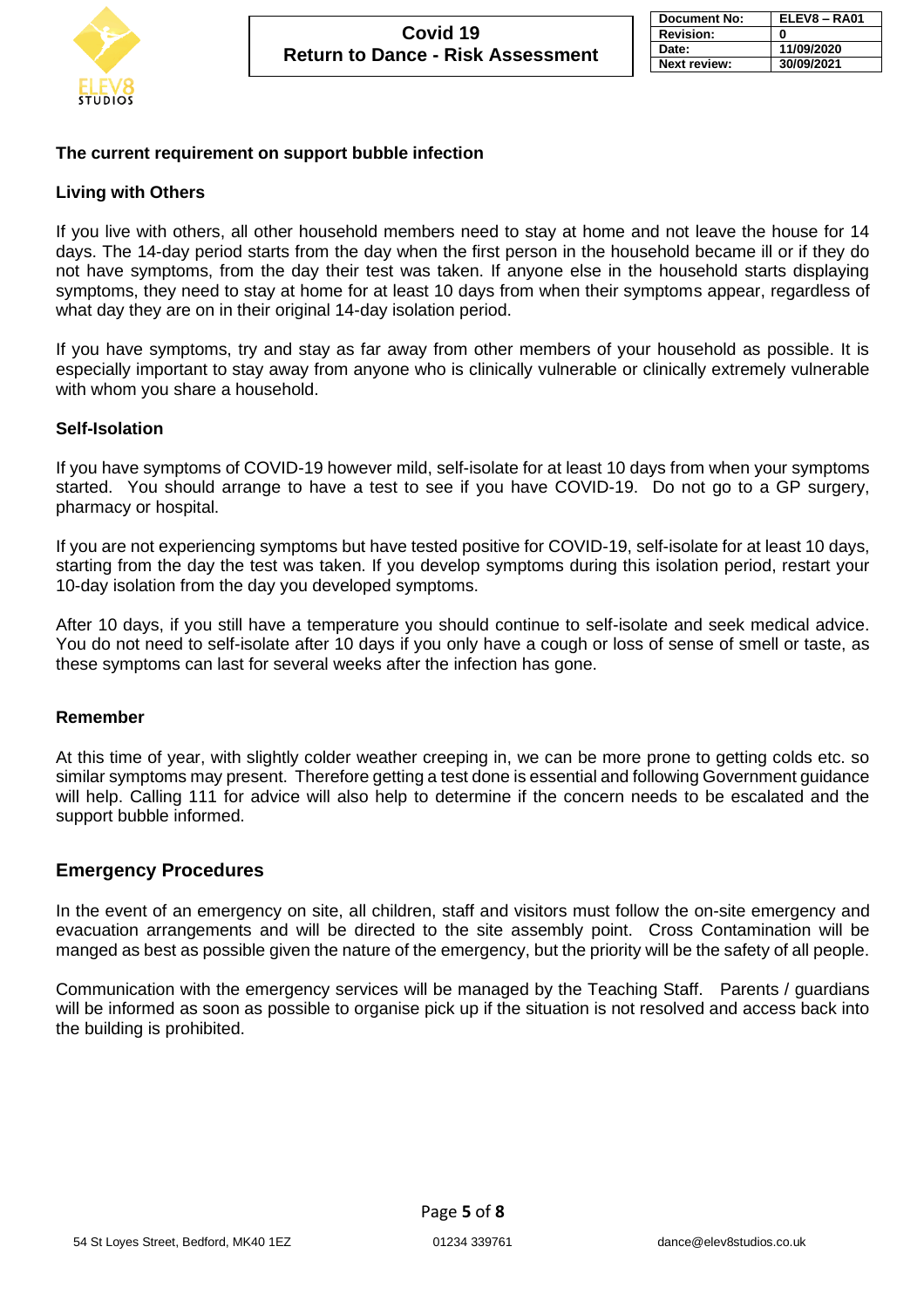### The current requirement on support bubble infection

### Living with Others

If you live with others, all other household members need to stay at home and not leave the house for 14 days. The 14-day period starts from the day when the first person in the household became ill or if they do not have symptoms, from the day their test was taken. If anyone else in the household starts displaying symptoms, they need to stay at home for at least 10 days from when their symptoms appear, regardless of what day they are on in their original 14-day isolation period.

If you have symptoms, try and stay as far away from other members of your household as possible. It is especially important to stay away from anyone who is clinically vulnerable or clinically extremely vulnerable with whom you share a household.

### Self-Isolation

If you have symptoms of COVID-19 however mild, self-isolate for at least 10 days from when your symptoms started. You should arrange to have a test to see if you have COVID-19. Do not go to a GP surgery, pharmacy or hospital.

If you are not experiencing symptoms but have tested positive for COVID-19, self-isolate for at least 10 days, starting from the day the test was taken. If you develop symptoms during this isolation period, restart your 10-day isolation from the day you developed symptoms.

After 10 days, if you still have a temperature you should continue to self-isolate and seek medical advice. You do not need to self-isolate after 10 days if you only have a cough or loss of sense of smell or taste, as these symptoms can last for several weeks after the infection has gone.

### Remember

At this time of year, with slightly colder weather creeping in, we can be more prone to getting colds etc. so similar symptoms may present. Therefore getting a test done is essential and following Government guidance will help. Calling 111 for advice will also help to determine if the concern needs to be escalated and the support bubble informed.

## Emergency Procedures

In the event of an emergency on site, all children, staff and visitors must follow the on-site emergency and evacuation arrangements and will be directed to the site assembly point. Cross Contamination will be manged as best as possible given the nature of the emergency, but the priority will be the safety of all people.

Communication with the emergency services will be managed by the Teaching Staff. Parents / guardians will be informed as soon as possible to organise pick up if the situation is not resolved and access back into the building is prohibited.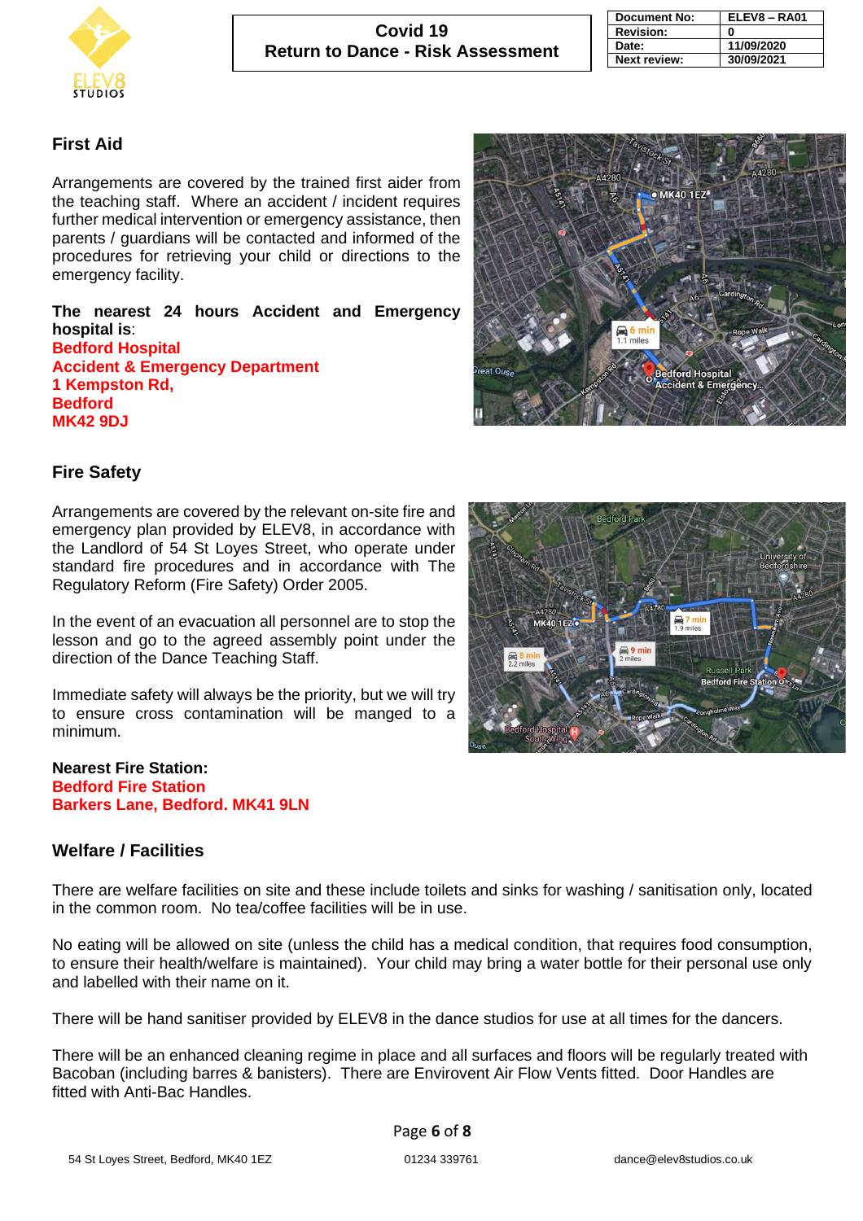## First Aid

Arrangements are covered by the trained first aider from the teaching staff. Where an accident / incident requires further medical intervention or emergency assistance, then parents / guardians will be contacted and informed of the procedures for retrieving your child or directions to the emergency facility.

**The nearest 24 hours Accident and Emergency hospital is**:
**Bedford Hospital**
**Accident & Emergency Department**
**1 Kempston Rd,**
**Bedford**
**MK42 9DJ**

## Fire Safety

Arrangements are covered by the relevant on-site fire and emergency plan provided by ELEV8, in accordance with the Landlord of 54 St Loyes Street, who operate under standard fire procedures and in accordance with The Regulatory Reform (Fire Safety) Order 2005.

In the event of an evacuation all personnel are to stop the lesson and go to the agreed assembly point under the direction of the Dance Teaching Staff.

Immediate safety will always be the priority, but we will try to ensure cross contamination will be manged to a minimum.

**Nearest Fire Station:**
**Bedford Fire Station**
**Barkers Lane, Bedford. MK41 9LN**

## Welfare / Facilities

There are welfare facilities on site and these include toilets and sinks for washing / sanitisation only, located in the common room. No tea/coffee facilities will be in use.

No eating will be allowed on site (unless the child has a medical condition, that requires food consumption, to ensure their health/welfare is maintained). Your child may bring a water bottle for their personal use only and labelled with their name on it.

There will be hand sanitiser provided by ELEV8 in the dance studios for use at all times for the dancers.

There will be an enhanced cleaning regime in place and all surfaces and floors will be regularly treated with Bacoban (including barres & banisters). There are Envirovent Air Flow Vents fitted. Door Handles are fitted with Anti-Bac Handles.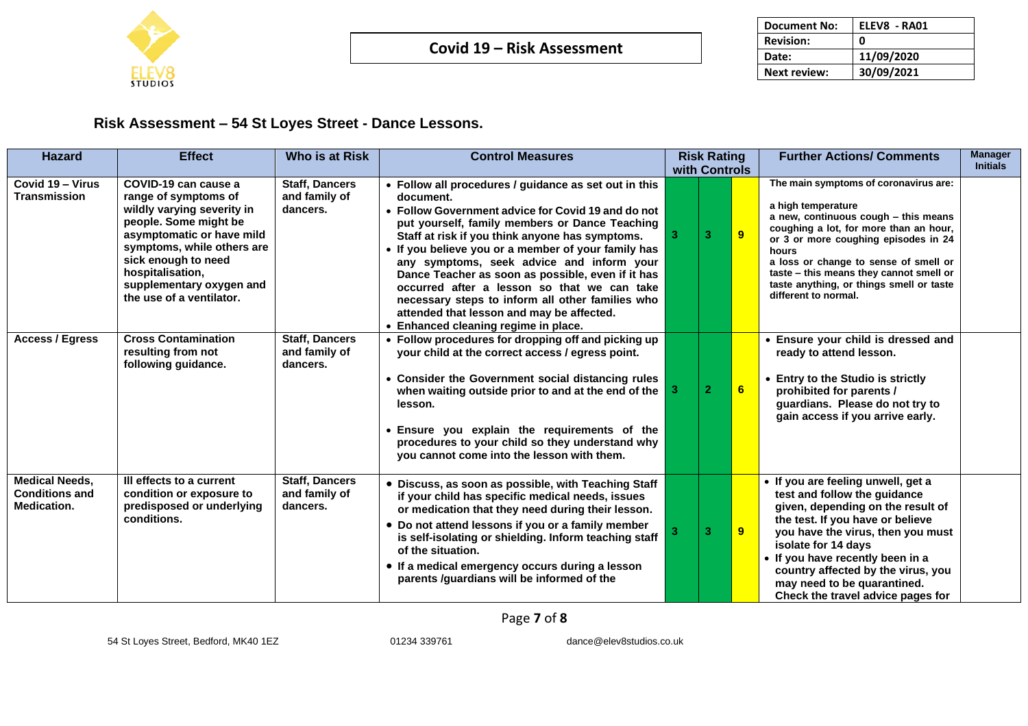**Covid 19 – Risk Assessment**

| Document No: | ELEV8 - RA01 |
| --- | --- |
| Revision: | 0 |
| Date: | 11/09/2020 |
| Next review: | 30/09/2021 |

## Risk Assessment – 54 St Loyes Street - Dance Lessons.

| Hazard | Effect | Who is at Risk | Control Measures | Risk Rating with Controls | | | Further Actions/ Comments | Manager Initials |
| --- | --- | --- | --- | --- | --- | --- | --- | --- |
| Covid 19 – Virus Transmission | COVID-19 can cause a range of symptoms of wildly varying severity in people. Some might be asymptomatic or have mild symptoms, while others are sick enough to need hospitalisation, supplementary oxygen and the use of a ventilator. | Staff, Dancers and family of dancers. | • Follow all procedures / guidance as set out in this document.<br>• Follow Government advice for Covid 19 and do not put yourself, family members or Dance Teaching Staff at risk if you think anyone has symptoms.<br>• If you believe you or a member of your family has any symptoms, seek advice and inform your Dance Teacher as soon as possible, even if it has occurred after a lesson so that we can take necessary steps to inform all other families who attended that lesson and may be affected.<br>• Enhanced cleaning regime in place. | 3 | 3 | 9 | The main symptoms of coronavirus are:<br><br>a high temperature<br>a new, continuous cough – this means coughing a lot, for more than an hour, or 3 or more coughing episodes in 24 hours<br>a loss or change to sense of smell or taste – this means they cannot smell or taste anything, or things smell or taste different to normal. | |
| Access / Egress | Cross Contamination resulting from not following guidance. | Staff, Dancers and family of dancers. | • Follow procedures for dropping off and picking up your child at the correct access / egress point.<br><br>• Consider the Government social distancing rules when waiting outside prior to and at the end of the lesson.<br><br>• Ensure you explain the requirements of the procedures to your child so they understand why you cannot come into the lesson with them. | 3 | 2 | 6 | • Ensure your child is dressed and ready to attend lesson.<br><br>• Entry to the Studio is strictly prohibited for parents / guardians. Please do not try to gain access if you arrive early. | |
| Medical Needs, Conditions and Medication. | Ill effects to a current condition or exposure to predisposed or underlying conditions. | Staff, Dancers and family of dancers. | • Discuss, as soon as possible, with Teaching Staff if your child has specific medical needs, issues or medication that they need during their lesson.<br>• Do not attend lessons if you or a family member is self-isolating or shielding. Inform teaching staff of the situation.<br>• If a medical emergency occurs during a lesson parents /guardians will be informed of the | 3 | 3 | 9 | • If you are feeling unwell, get a test and follow the guidance given, depending on the result of the test. If you have or believe you have the virus, then you must isolate for 14 days<br>• If you have recently been in a country affected by the virus, you may need to be quarantined. Check the travel advice pages for | |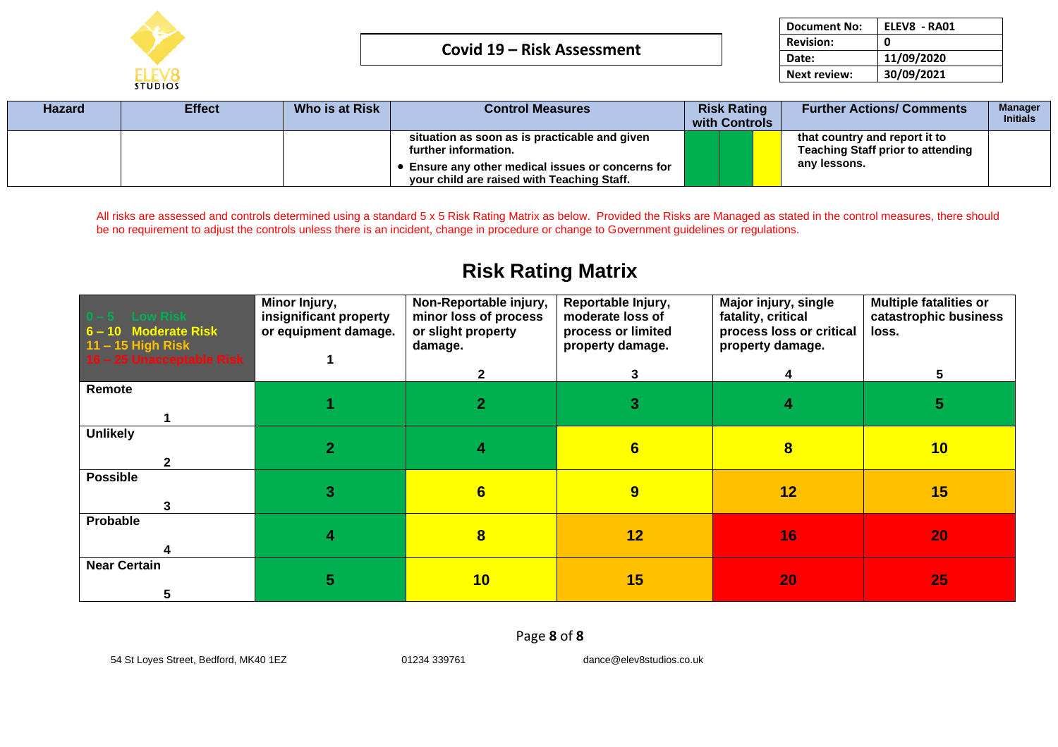| Document No: | ELEV8 - RA01 |
|---|---|
| Revision: | 0 |
| Date: | 11/09/2020 |
| Next review: | 30/09/2021 |

# Covid 19 – Risk Assessment

| Hazard | Effect | Who is at Risk | Control Measures | Risk Rating with Controls | | | Further Actions/ Comments | Manager Initials |
|---|---|---|---|---|---|---|---|---|
| | | | situation as soon as is practicable and given further information.<br>• Ensure any other medical issues or concerns for your child are raised with Teaching Staff. | | | | that country and report it to Teaching Staff prior to attending any lessons. | |

All risks are assessed and controls determined using a standard 5 x 5 Risk Rating Matrix as below. Provided the Risks are Managed as stated in the control measures, there should be no requirement to adjust the controls unless there is an incident, change in procedure or change to Government guidelines or regulations.

## Risk Rating Matrix

| 0 – 5 Low Risk<br>6 – 10 Moderate Risk<br>11 – 15 High Risk<br>16 – 25 Unacceptable Risk | Minor Injury, insignificant property or equipment damage.<br>1 | Non-Reportable injury, minor loss of process or slight property damage.<br>2 | Reportable Injury, moderate loss of process or limited property damage.<br>3 | Major injury, single fatality, critical process loss or critical property damage.<br>4 | Multiple fatalities or catastrophic business loss.<br>5 |
|---|---|---|---|---|---|
| Remote<br>1 | 1 | 2 | 3 | 4 | 5 |
| Unlikely<br>2 | 2 | 4 | 6 | 8 | 10 |
| Possible<br>3 | 3 | 6 | 9 | 12 | 15 |
| Probable<br>4 | 4 | 8 | 12 | 16 | 20 |
| Near Certain<br>5 | 5 | 10 | 15 | 20 | 25 |

54 St Loyes Street, Bedford, MK40 1EZ 01234 339761 dance@elev8studios.co.uk